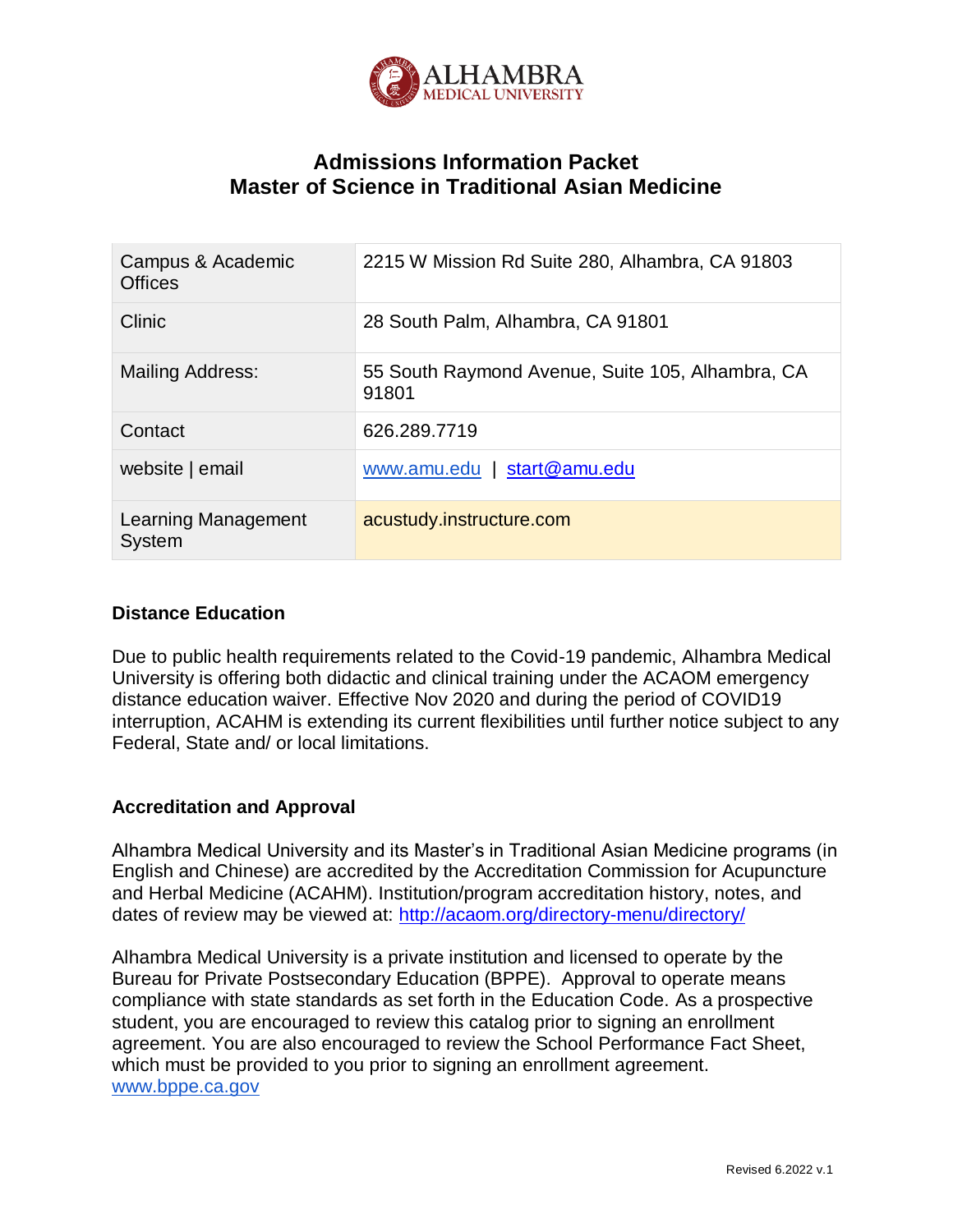# Admissions Information Packet
# Master of Science in Traditional Asian Medicine

| | |
|---|---|
| Campus & Academic Offices | 2215 W Mission Rd Suite 280, Alhambra, CA 91803 |
| Clinic | 28 South Palm, Alhambra, CA 91801 |
| Mailing Address: | 55 South Raymond Avenue, Suite 105, Alhambra, CA 91801 |
| Contact | 626.289.7719 |
| website \| email | www.amu.edu \| start@amu.edu |
| Learning Management System | acustudy.instructure.com |

### Distance Education

Due to public health requirements related to the Covid-19 pandemic, Alhambra Medical University is offering both didactic and clinical training under the ACAOM emergency distance education waiver. Effective Nov 2020 and during the period of COVID19 interruption, ACAHM is extending its current flexibilities until further notice subject to any Federal, State and/ or local limitations.

### Accreditation and Approval

Alhambra Medical University and its Master's in Traditional Asian Medicine programs (in English and Chinese) are accredited by the Accreditation Commission for Acupuncture and Herbal Medicine (ACAHM). Institution/program accreditation history, notes, and dates of review may be viewed at: http://acaom.org/directory-menu/directory/

Alhambra Medical University is a private institution and licensed to operate by the Bureau for Private Postsecondary Education (BPPE). Approval to operate means compliance with state standards as set forth in the Education Code. As a prospective student, you are encouraged to review this catalog prior to signing an enrollment agreement. You are also encouraged to review the School Performance Fact Sheet, which must be provided to you prior to signing an enrollment agreement. www.bppe.ca.gov

Revised 6.2022 v.1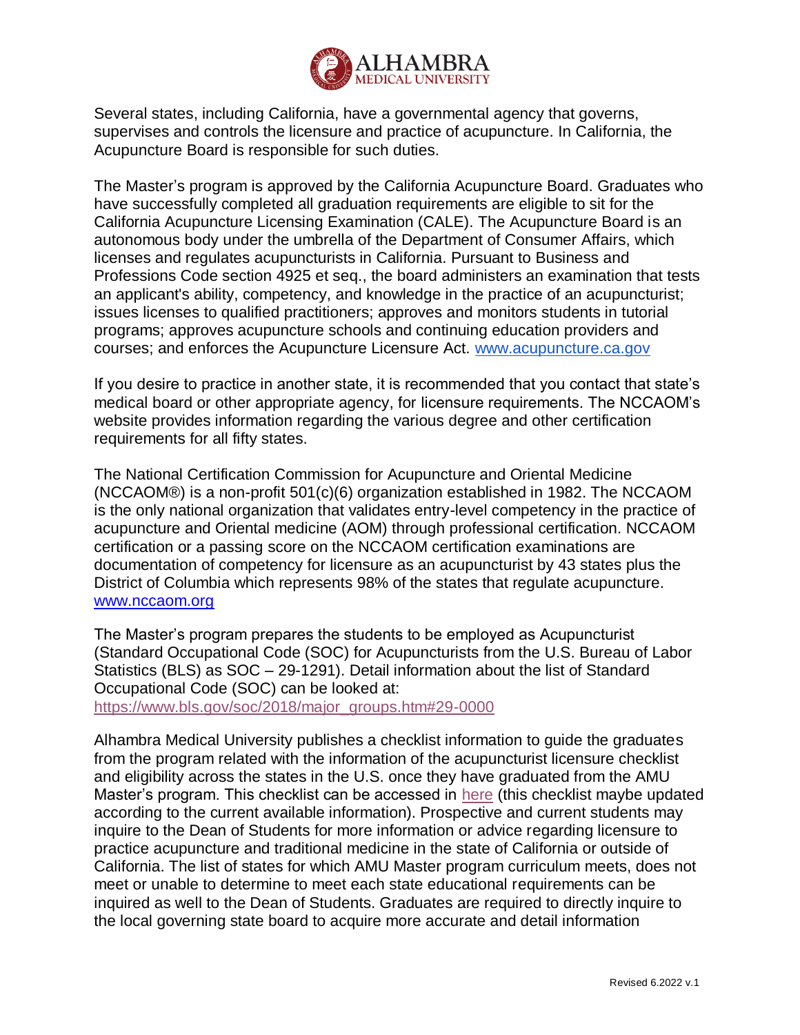Several states, including California, have a governmental agency that governs, supervises and controls the licensure and practice of acupuncture. In California, the Acupuncture Board is responsible for such duties.

The Master's program is approved by the California Acupuncture Board. Graduates who have successfully completed all graduation requirements are eligible to sit for the California Acupuncture Licensing Examination (CALE). The Acupuncture Board is an autonomous body under the umbrella of the Department of Consumer Affairs, which licenses and regulates acupuncturists in California. Pursuant to Business and Professions Code section 4925 et seq., the board administers an examination that tests an applicant's ability, competency, and knowledge in the practice of an acupuncturist; issues licenses to qualified practitioners; approves and monitors students in tutorial programs; approves acupuncture schools and continuing education providers and courses; and enforces the Acupuncture Licensure Act. [www.acupuncture.ca.gov](http://www.acupuncture.ca.gov)

If you desire to practice in another state, it is recommended that you contact that state's medical board or other appropriate agency, for licensure requirements. The NCCAOM's website provides information regarding the various degree and other certification requirements for all fifty states.

The National Certification Commission for Acupuncture and Oriental Medicine (NCCAOM®) is a non-profit 501(c)(6) organization established in 1982. The NCCAOM is the only national organization that validates entry-level competency in the practice of acupuncture and Oriental medicine (AOM) through professional certification. NCCAOM certification or a passing score on the NCCAOM certification examinations are documentation of competency for licensure as an acupuncturist by 43 states plus the District of Columbia which represents 98% of the states that regulate acupuncture. [www.nccaom.org](http://www.nccaom.org)

The Master's program prepares the students to be employed as Acupuncturist (Standard Occupational Code (SOC) for Acupuncturists from the U.S. Bureau of Labor Statistics (BLS) as SOC – 29-1291). Detail information about the list of Standard Occupational Code (SOC) can be looked at: [https://www.bls.gov/soc/2018/major_groups.htm#29-0000](https://www.bls.gov/soc/2018/major_groups.htm#29-0000)

Alhambra Medical University publishes a checklist information to guide the graduates from the program related with the information of the acupuncturist licensure checklist and eligibility across the states in the U.S. once they have graduated from the AMU Master's program. This checklist can be accessed in here (this checklist maybe updated according to the current available information). Prospective and current students may inquire to the Dean of Students for more information or advice regarding licensure to practice acupuncture and traditional medicine in the state of California or outside of California. The list of states for which AMU Master program curriculum meets, does not meet or unable to determine to meet each state educational requirements can be inquired as well to the Dean of Students. Graduates are required to directly inquire to the local governing state board to acquire more accurate and detail information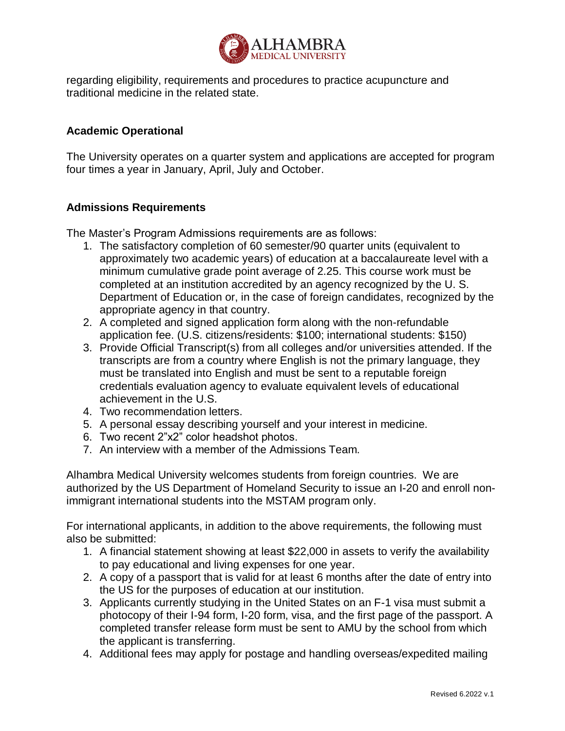regarding eligibility, requirements and procedures to practice acupuncture and traditional medicine in the related state.

### Academic Operational

The University operates on a quarter system and applications are accepted for program four times a year in January, April, July and October.

### Admissions Requirements

The Master's Program Admissions requirements are as follows:

1. The satisfactory completion of 60 semester/90 quarter units (equivalent to approximately two academic years) of education at a baccalaureate level with a minimum cumulative grade point average of 2.25. This course work must be completed at an institution accredited by an agency recognized by the U. S. Department of Education or, in the case of foreign candidates, recognized by the appropriate agency in that country.
2. A completed and signed application form along with the non-refundable application fee. (U.S. citizens/residents: $100; international students: $150)
3. Provide Official Transcript(s) from all colleges and/or universities attended. If the transcripts are from a country where English is not the primary language, they must be translated into English and must be sent to a reputable foreign credentials evaluation agency to evaluate equivalent levels of educational achievement in the U.S.
4. Two recommendation letters.
5. A personal essay describing yourself and your interest in medicine.
6. Two recent 2"x2" color headshot photos.
7. An interview with a member of the Admissions Team.

Alhambra Medical University welcomes students from foreign countries. We are authorized by the US Department of Homeland Security to issue an I-20 and enroll non-immigrant international students into the MSTAM program only.

For international applicants, in addition to the above requirements, the following must also be submitted:

1. A financial statement showing at least $22,000 in assets to verify the availability to pay educational and living expenses for one year.
2. A copy of a passport that is valid for at least 6 months after the date of entry into the US for the purposes of education at our institution.
3. Applicants currently studying in the United States on an F-1 visa must submit a photocopy of their I-94 form, I-20 form, visa, and the first page of the passport. A completed transfer release form must be sent to AMU by the school from which the applicant is transferring.
4. Additional fees may apply for postage and handling overseas/expedited mailing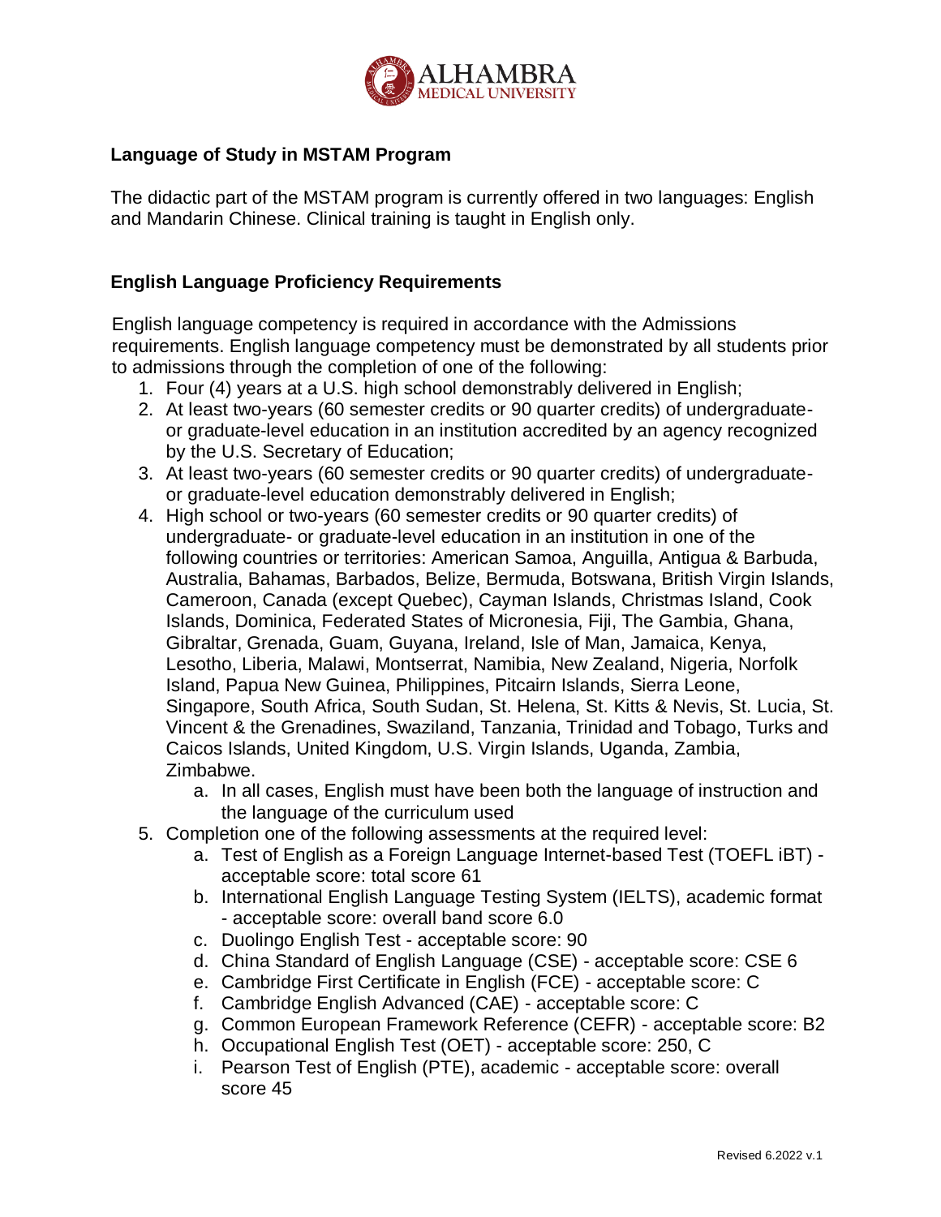## Language of Study in MSTAM Program

The didactic part of the MSTAM program is currently offered in two languages: English and Mandarin Chinese. Clinical training is taught in English only.

## English Language Proficiency Requirements

English language competency is required in accordance with the Admissions requirements. English language competency must be demonstrated by all students prior to admissions through the completion of one of the following:

1. Four (4) years at a U.S. high school demonstrably delivered in English;
2. At least two-years (60 semester credits or 90 quarter credits) of undergraduate- or graduate-level education in an institution accredited by an agency recognized by the U.S. Secretary of Education;
3. At least two-years (60 semester credits or 90 quarter credits) of undergraduate- or graduate-level education demonstrably delivered in English;
4. High school or two-years (60 semester credits or 90 quarter credits) of undergraduate- or graduate-level education in an institution in one of the following countries or territories: American Samoa, Anguilla, Antigua & Barbuda, Australia, Bahamas, Barbados, Belize, Bermuda, Botswana, British Virgin Islands, Cameroon, Canada (except Quebec), Cayman Islands, Christmas Island, Cook Islands, Dominica, Federated States of Micronesia, Fiji, The Gambia, Ghana, Gibraltar, Grenada, Guam, Guyana, Ireland, Isle of Man, Jamaica, Kenya, Lesotho, Liberia, Malawi, Montserrat, Namibia, New Zealand, Nigeria, Norfolk Island, Papua New Guinea, Philippines, Pitcairn Islands, Sierra Leone, Singapore, South Africa, South Sudan, St. Helena, St. Kitts & Nevis, St. Lucia, St. Vincent & the Grenadines, Swaziland, Tanzania, Trinidad and Tobago, Turks and Caicos Islands, United Kingdom, U.S. Virgin Islands, Uganda, Zambia, Zimbabwe.
   a. In all cases, English must have been both the language of instruction and the language of the curriculum used
5. Completion one of the following assessments at the required level:
   a. Test of English as a Foreign Language Internet-based Test (TOEFL iBT) - acceptable score: total score 61
   b. International English Language Testing System (IELTS), academic format - acceptable score: overall band score 6.0
   c. Duolingo English Test - acceptable score: 90
   d. China Standard of English Language (CSE) - acceptable score: CSE 6
   e. Cambridge First Certificate in English (FCE) - acceptable score: C
   f. Cambridge English Advanced (CAE) - acceptable score: C
   g. Common European Framework Reference (CEFR) - acceptable score: B2
   h. Occupational English Test (OET) - acceptable score: 250, C
   i. Pearson Test of English (PTE), academic - acceptable score: overall score 45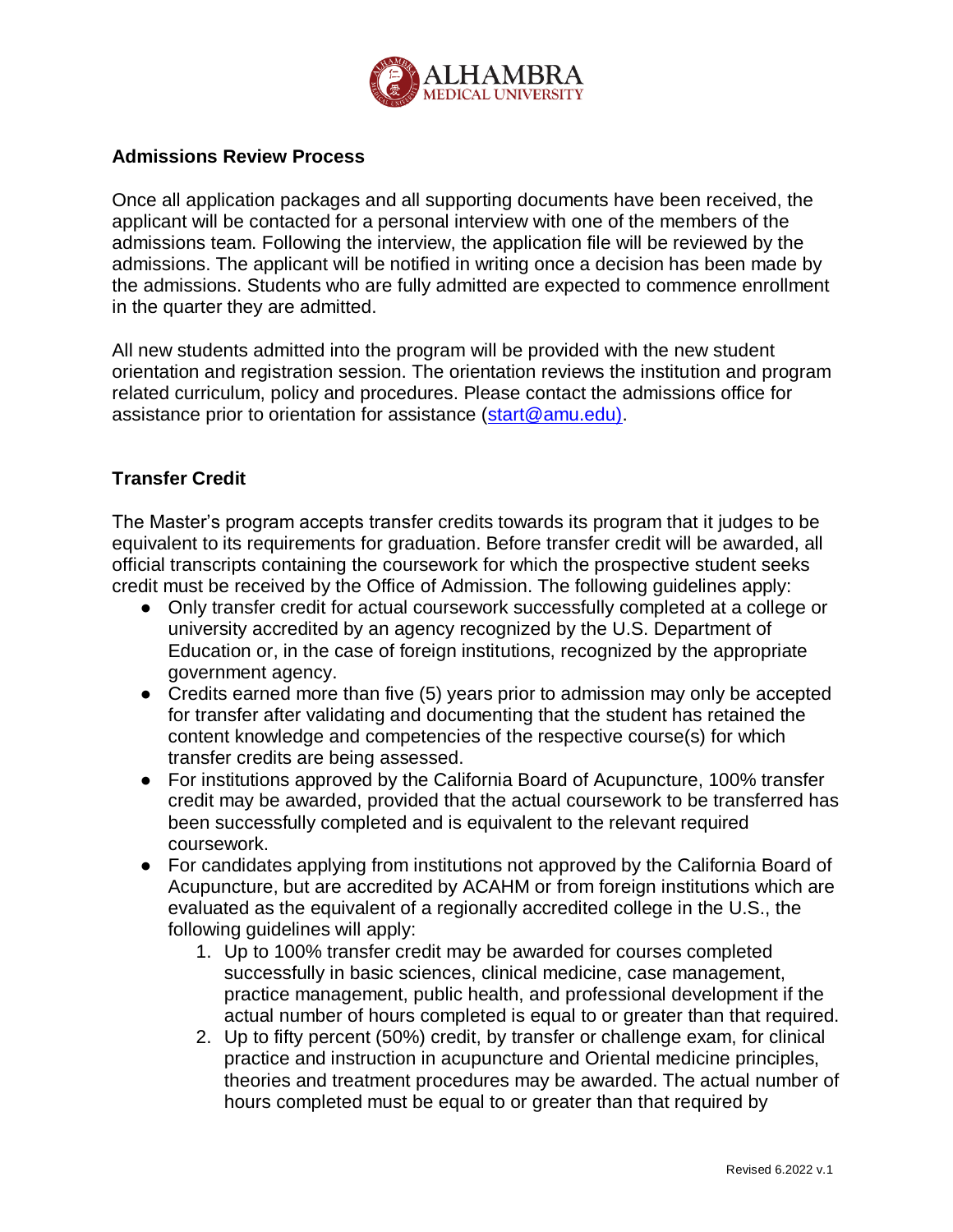## Admissions Review Process

Once all application packages and all supporting documents have been received, the applicant will be contacted for a personal interview with one of the members of the admissions team. Following the interview, the application file will be reviewed by the admissions. The applicant will be notified in writing once a decision has been made by the admissions. Students who are fully admitted are expected to commence enrollment in the quarter they are admitted.

All new students admitted into the program will be provided with the new student orientation and registration session. The orientation reviews the institution and program related curriculum, policy and procedures. Please contact the admissions office for assistance prior to orientation for assistance (start@amu.edu).

## Transfer Credit

The Master's program accepts transfer credits towards its program that it judges to be equivalent to its requirements for graduation. Before transfer credit will be awarded, all official transcripts containing the coursework for which the prospective student seeks credit must be received by the Office of Admission. The following guidelines apply:

- Only transfer credit for actual coursework successfully completed at a college or university accredited by an agency recognized by the U.S. Department of Education or, in the case of foreign institutions, recognized by the appropriate government agency.
- Credits earned more than five (5) years prior to admission may only be accepted for transfer after validating and documenting that the student has retained the content knowledge and competencies of the respective course(s) for which transfer credits are being assessed.
- For institutions approved by the California Board of Acupuncture, 100% transfer credit may be awarded, provided that the actual coursework to be transferred has been successfully completed and is equivalent to the relevant required coursework.
- For candidates applying from institutions not approved by the California Board of Acupuncture, but are accredited by ACAHM or from foreign institutions which are evaluated as the equivalent of a regionally accredited college in the U.S., the following guidelines will apply:
  1. Up to 100% transfer credit may be awarded for courses completed successfully in basic sciences, clinical medicine, case management, practice management, public health, and professional development if the actual number of hours completed is equal to or greater than that required.
  2. Up to fifty percent (50%) credit, by transfer or challenge exam, for clinical practice and instruction in acupuncture and Oriental medicine principles, theories and treatment procedures may be awarded. The actual number of hours completed must be equal to or greater than that required by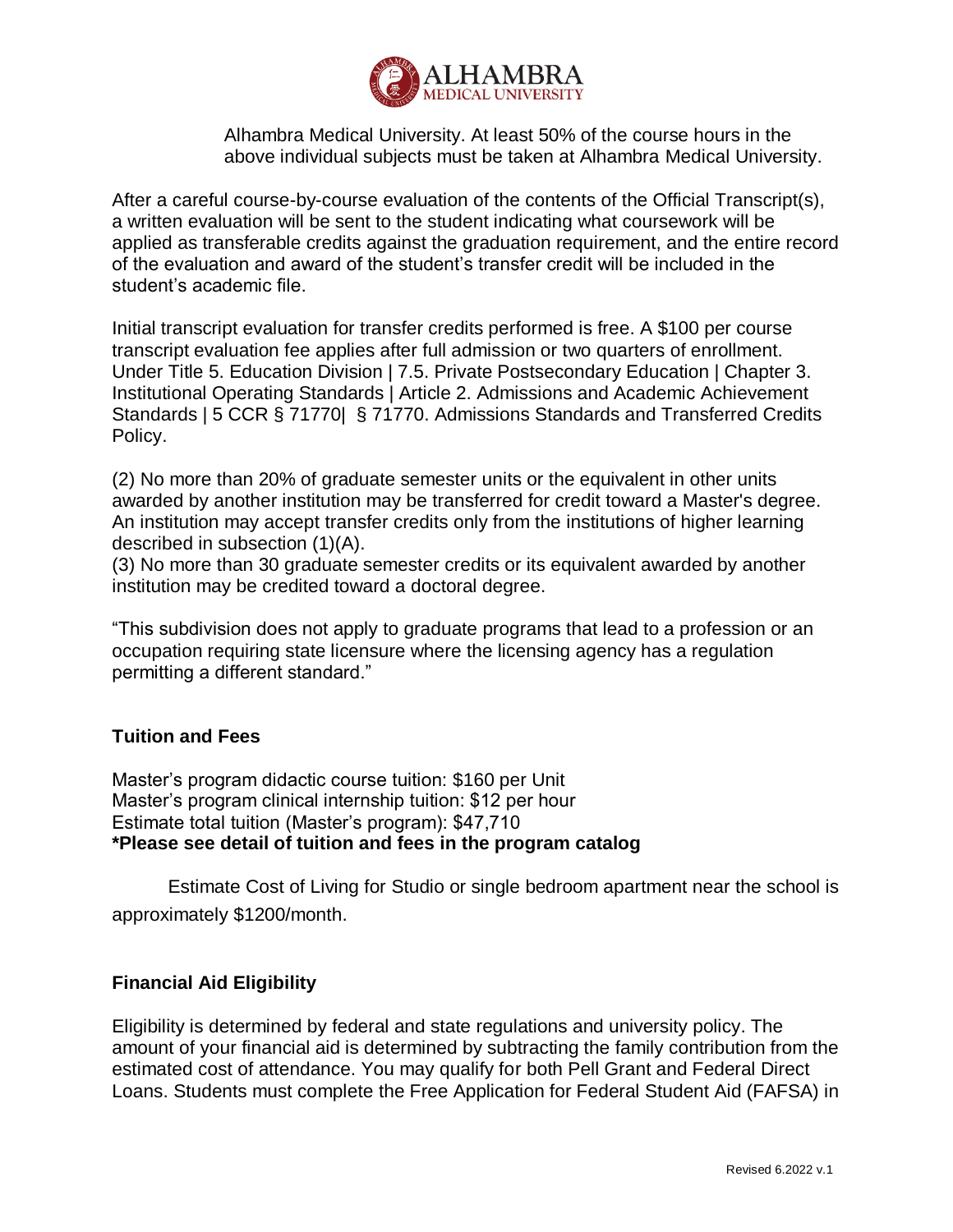Alhambra Medical University. At least 50% of the course hours in the above individual subjects must be taken at Alhambra Medical University.

After a careful course-by-course evaluation of the contents of the Official Transcript(s), a written evaluation will be sent to the student indicating what coursework will be applied as transferable credits against the graduation requirement, and the entire record of the evaluation and award of the student's transfer credit will be included in the student's academic file.

Initial transcript evaluation for transfer credits performed is free. A $100 per course transcript evaluation fee applies after full admission or two quarters of enrollment. Under Title 5. Education Division | 7.5. Private Postsecondary Education | Chapter 3. Institutional Operating Standards | Article 2. Admissions and Academic Achievement Standards | 5 CCR § 71770| § 71770. Admissions Standards and Transferred Credits Policy.

(2) No more than 20% of graduate semester units or the equivalent in other units awarded by another institution may be transferred for credit toward a Master's degree. An institution may accept transfer credits only from the institutions of higher learning described in subsection (1)(A).
(3) No more than 30 graduate semester credits or its equivalent awarded by another institution may be credited toward a doctoral degree.

"This subdivision does not apply to graduate programs that lead to a profession or an occupation requiring state licensure where the licensing agency has a regulation permitting a different standard."

### Tuition and Fees

Master's program didactic course tuition: $160 per Unit
Master's program clinical internship tuition: $12 per hour
Estimate total tuition (Master's program): $47,710
**\*Please see detail of tuition and fees in the program catalog**

Estimate Cost of Living for Studio or single bedroom apartment near the school is approximately $1200/month.

### Financial Aid Eligibility

Eligibility is determined by federal and state regulations and university policy. The amount of your financial aid is determined by subtracting the family contribution from the estimated cost of attendance. You may qualify for both Pell Grant and Federal Direct Loans. Students must complete the Free Application for Federal Student Aid (FAFSA) in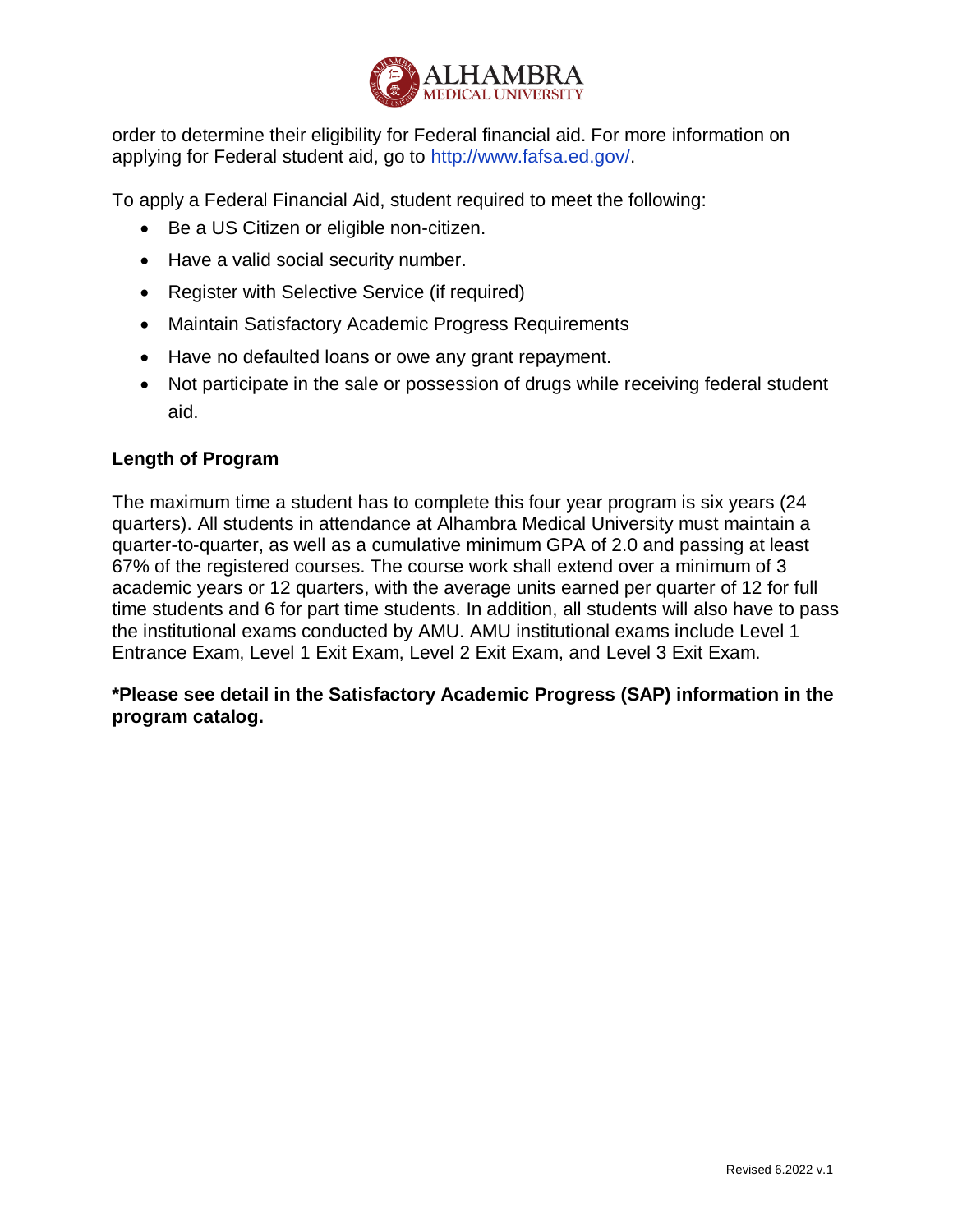order to determine their eligibility for Federal financial aid. For more information on applying for Federal student aid, go to http://www.fafsa.ed.gov/.

To apply a Federal Financial Aid, student required to meet the following:

- Be a US Citizen or eligible non-citizen.
- Have a valid social security number.
- Register with Selective Service (if required)
- Maintain Satisfactory Academic Progress Requirements
- Have no defaulted loans or owe any grant repayment.
- Not participate in the sale or possession of drugs while receiving federal student aid.

**Length of Program**

The maximum time a student has to complete this four year program is six years (24 quarters). All students in attendance at Alhambra Medical University must maintain a quarter-to-quarter, as well as a cumulative minimum GPA of 2.0 and passing at least 67% of the registered courses. The course work shall extend over a minimum of 3 academic years or 12 quarters, with the average units earned per quarter of 12 for full time students and 6 for part time students. In addition, all students will also have to pass the institutional exams conducted by AMU. AMU institutional exams include Level 1 Entrance Exam, Level 1 Exit Exam, Level 2 Exit Exam, and Level 3 Exit Exam.

**\*Please see detail in the Satisfactory Academic Progress (SAP) information in the program catalog.**

Revised 6.2022 v.1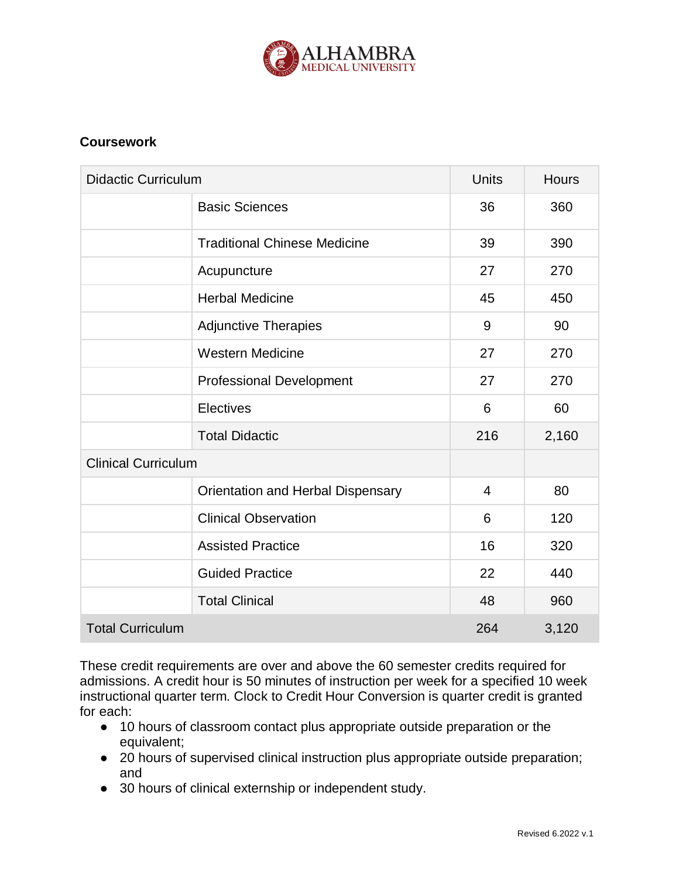**Coursework**

| Didactic Curriculum | | Units | Hours |
|---|---|---|---|
| | Basic Sciences | 36 | 360 |
| | Traditional Chinese Medicine | 39 | 390 |
| | Acupuncture | 27 | 270 |
| | Herbal Medicine | 45 | 450 |
| | Adjunctive Therapies | 9 | 90 |
| | Western Medicine | 27 | 270 |
| | Professional Development | 27 | 270 |
| | Electives | 6 | 60 |
| | Total Didactic | 216 | 2,160 |
| Clinical Curriculum | | | |
| | Orientation and Herbal Dispensary | 4 | 80 |
| | Clinical Observation | 6 | 120 |
| | Assisted Practice | 16 | 320 |
| | Guided Practice | 22 | 440 |
| | Total Clinical | 48 | 960 |
| Total Curriculum | | 264 | 3,120 |

These credit requirements are over and above the 60 semester credits required for admissions. A credit hour is 50 minutes of instruction per week for a specified 10 week instructional quarter term. Clock to Credit Hour Conversion is quarter credit is granted for each:

- 10 hours of classroom contact plus appropriate outside preparation or the equivalent;
- 20 hours of supervised clinical instruction plus appropriate outside preparation; and
- 30 hours of clinical externship or independent study.

Revised 6.2022 v.1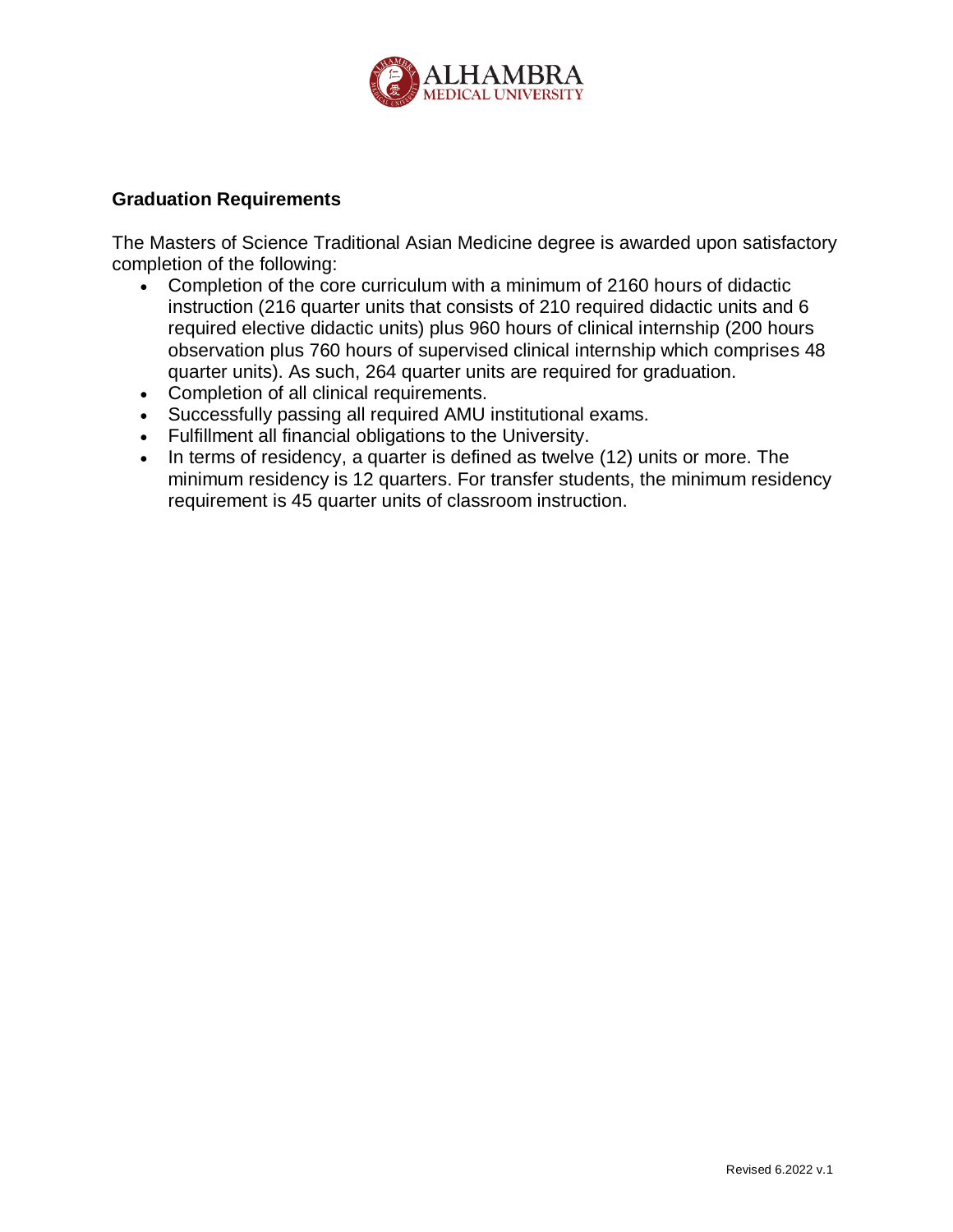## Graduation Requirements

The Masters of Science Traditional Asian Medicine degree is awarded upon satisfactory completion of the following:

- Completion of the core curriculum with a minimum of 2160 hours of didactic instruction (216 quarter units that consists of 210 required didactic units and 6 required elective didactic units) plus 960 hours of clinical internship (200 hours observation plus 760 hours of supervised clinical internship which comprises 48 quarter units). As such, 264 quarter units are required for graduation.
- Completion of all clinical requirements.
- Successfully passing all required AMU institutional exams.
- Fulfillment all financial obligations to the University.
- In terms of residency, a quarter is defined as twelve (12) units or more. The minimum residency is 12 quarters. For transfer students, the minimum residency requirement is 45 quarter units of classroom instruction.

Revised 6.2022 v.1